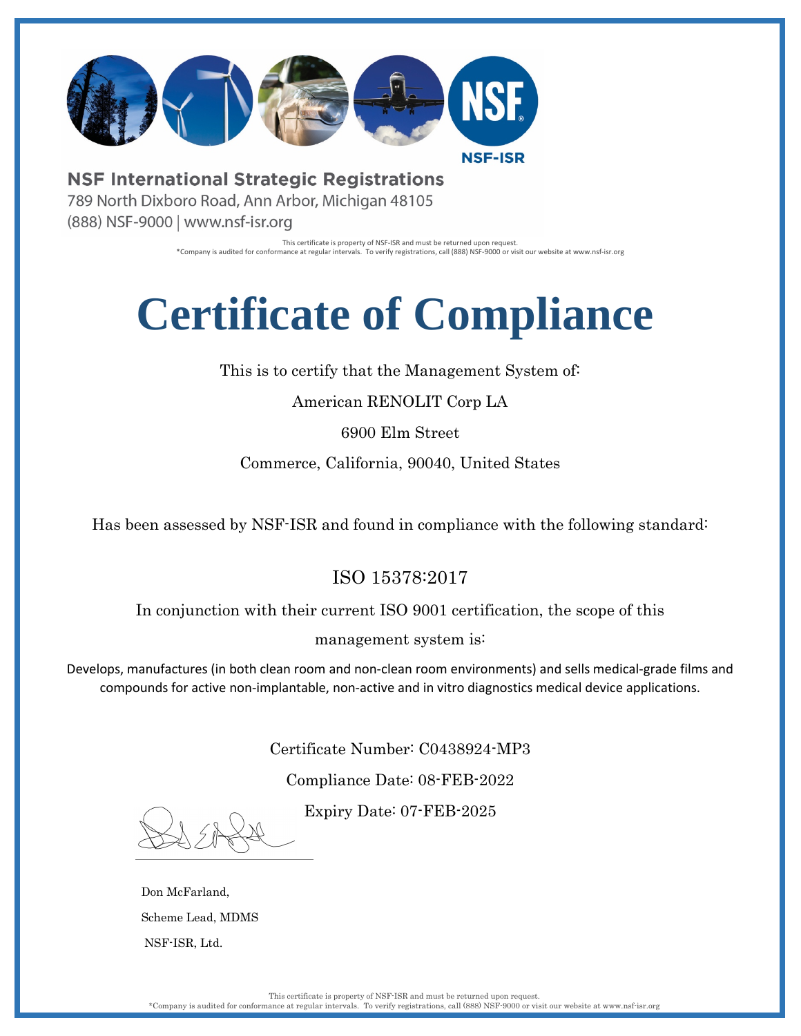NSF-ISR

**NSF International Strategic Registrations**
789 North Dixboro Road, Ann Arbor, Michigan 48105
(888) NSF-9000 | www.nsf-isr.org

This certificate is property of NSF-ISR and must be returned upon request.
*Company is audited for conformance at regular intervals. To verify registrations, call (888) NSF-9000 or visit our website at www.nsf-isr.org

# Certificate of Compliance

This is to certify that the Management System of:

American RENOLIT Corp LA

6900 Elm Street

Commerce, California, 90040, United States

Has been assessed by NSF-ISR and found in compliance with the following standard:

ISO 15378:2017

In conjunction with their current ISO 9001 certification, the scope of this management system is:

Develops, manufactures (in both clean room and non-clean room environments) and sells medical-grade films and compounds for active non-implantable, non-active and in vitro diagnostics medical device applications.

Certificate Number: C0438924-MP3

Compliance Date: 08-FEB-2022

Expiry Date: 07-FEB-2025

Don McFarland,
Scheme Lead, MDMS
NSF-ISR, Ltd.

This certificate is property of NSF-ISR and must be returned upon request.
*Company is audited for conformance at regular intervals. To verify registrations, call (888) NSF-9000 or visit our website at www.nsf-isr.org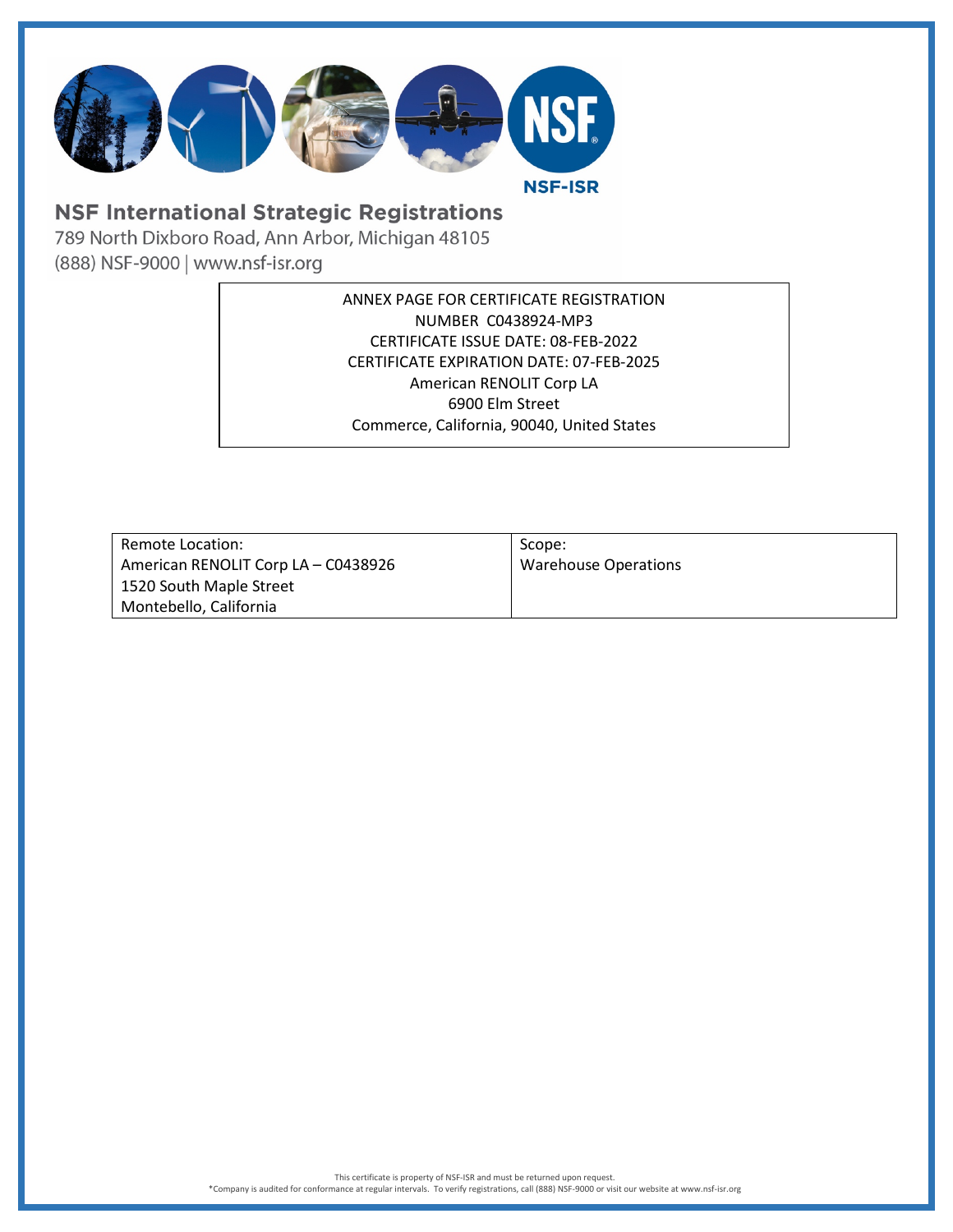NSF-ISR

**NSF International Strategic Registrations**
789 North Dixboro Road, Ann Arbor, Michigan 48105
(888) NSF-9000 | www.nsf-isr.org

ANNEX PAGE FOR CERTIFICATE REGISTRATION
NUMBER C0438924-MP3
CERTIFICATE ISSUE DATE: 08-FEB-2022
CERTIFICATE EXPIRATION DATE: 07-FEB-2025
American RENOLIT Corp LA
6900 Elm Street
Commerce, California, 90040, United States

| Remote Location: | Scope: |
|---|---|
| American RENOLIT Corp LA – C0438926<br>1520 South Maple Street<br>Montebello, California | Warehouse Operations |

This certificate is property of NSF-ISR and must be returned upon request.
*Company is audited for conformance at regular intervals. To verify registrations, call (888) NSF-9000 or visit our website at www.nsf-isr.org